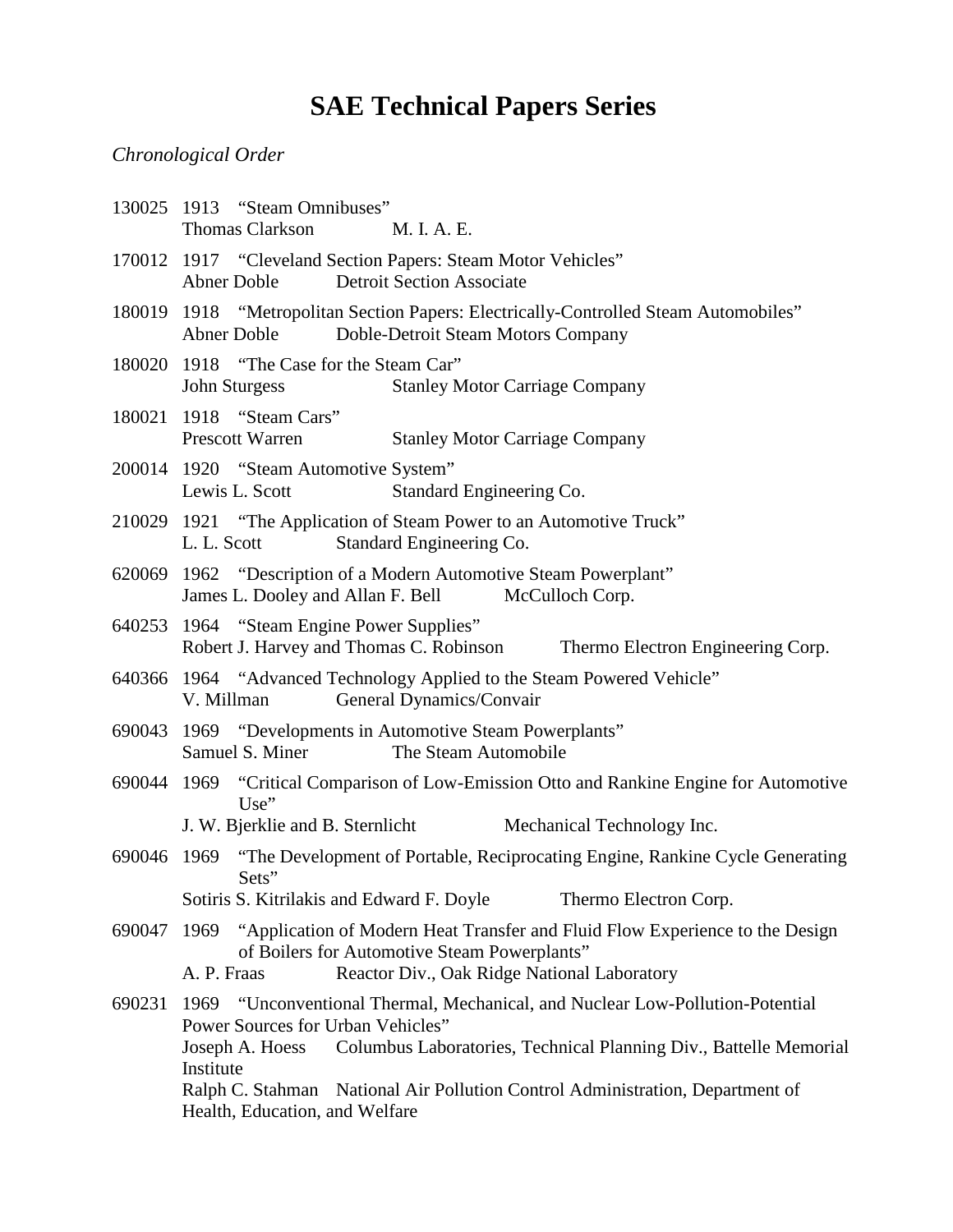# SAE Technical Papers Series

*Chronological Order*

130025 1913 "Steam Omnibuses"
Thomas Clarkson M. I. A. E.

170012 1917 "Cleveland Section Papers: Steam Motor Vehicles"
Abner Doble Detroit Section Associate

180019 1918 "Metropolitan Section Papers: Electrically-Controlled Steam Automobiles"
Abner Doble Doble-Detroit Steam Motors Company

180020 1918 "The Case for the Steam Car"
John Sturgess Stanley Motor Carriage Company

180021 1918 "Steam Cars"
Prescott Warren Stanley Motor Carriage Company

200014 1920 "Steam Automotive System"
Lewis L. Scott Standard Engineering Co.

210029 1921 "The Application of Steam Power to an Automotive Truck"
L. L. Scott Standard Engineering Co.

620069 1962 "Description of a Modern Automotive Steam Powerplant"
James L. Dooley and Allan F. Bell McCulloch Corp.

640253 1964 "Steam Engine Power Supplies"
Robert J. Harvey and Thomas C. Robinson Thermo Electron Engineering Corp.

640366 1964 "Advanced Technology Applied to the Steam Powered Vehicle"
V. Millman General Dynamics/Convair

690043 1969 "Developments in Automotive Steam Powerplants"
Samuel S. Miner The Steam Automobile

690044 1969 "Critical Comparison of Low-Emission Otto and Rankine Engine for Automotive Use"
J. W. Bjerklie and B. Sternlicht Mechanical Technology Inc.

690046 1969 "The Development of Portable, Reciprocating Engine, Rankine Cycle Generating Sets"
Sotiris S. Kitrilakis and Edward F. Doyle Thermo Electron Corp.

690047 1969 "Application of Modern Heat Transfer and Fluid Flow Experience to the Design of Boilers for Automotive Steam Powerplants"
A. P. Fraas Reactor Div., Oak Ridge National Laboratory

690231 1969 "Unconventional Thermal, Mechanical, and Nuclear Low-Pollution-Potential Power Sources for Urban Vehicles"
Joseph A. Hoess Columbus Laboratories, Technical Planning Div., Battelle Memorial Institute
Ralph C. Stahman National Air Pollution Control Administration, Department of Health, Education, and Welfare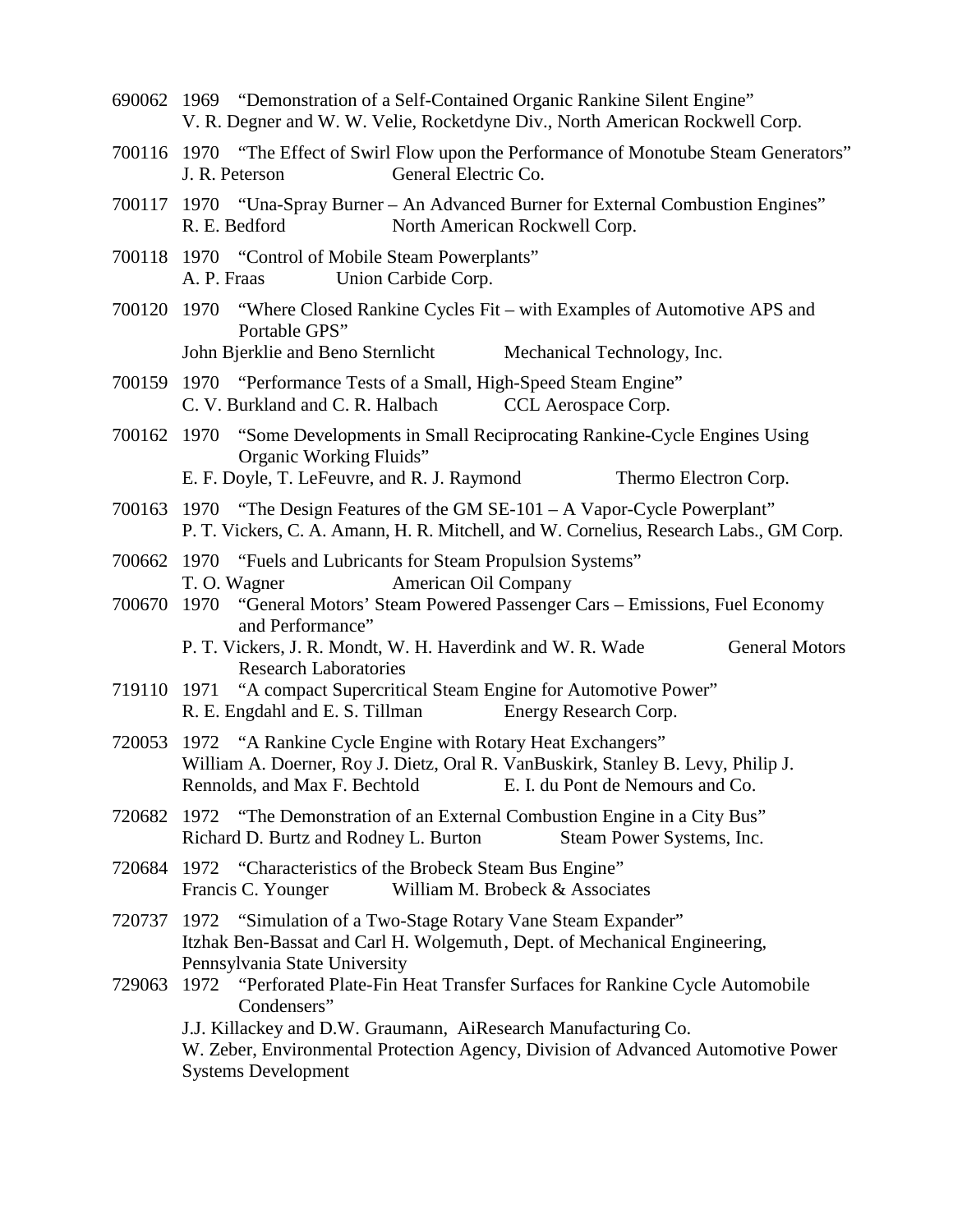690062 1969 "Demonstration of a Self-Contained Organic Rankine Silent Engine"
V. R. Degner and W. W. Velie, Rocketdyne Div., North American Rockwell Corp.

700116 1970 "The Effect of Swirl Flow upon the Performance of Monotube Steam Generators"
J. R. Peterson General Electric Co.

700117 1970 "Una-Spray Burner – An Advanced Burner for External Combustion Engines"
R. E. Bedford North American Rockwell Corp.

700118 1970 "Control of Mobile Steam Powerplants"
A. P. Fraas Union Carbide Corp.

700120 1970 "Where Closed Rankine Cycles Fit – with Examples of Automotive APS and Portable GPS"
John Bjerklie and Beno Sternlicht Mechanical Technology, Inc.

700159 1970 "Performance Tests of a Small, High-Speed Steam Engine"
C. V. Burkland and C. R. Halbach CCL Aerospace Corp.

700162 1970 "Some Developments in Small Reciprocating Rankine-Cycle Engines Using Organic Working Fluids"
E. F. Doyle, T. LeFeuvre, and R. J. Raymond Thermo Electron Corp.

700163 1970 "The Design Features of the GM SE-101 – A Vapor-Cycle Powerplant"
P. T. Vickers, C. A. Amann, H. R. Mitchell, and W. Cornelius, Research Labs., GM Corp.

700662 1970 "Fuels and Lubricants for Steam Propulsion Systems"
T. O. Wagner American Oil Company

700670 1970 "General Motors' Steam Powered Passenger Cars – Emissions, Fuel Economy and Performance"
P. T. Vickers, J. R. Mondt, W. H. Haverdink and W. R. Wade General Motors Research Laboratories

719110 1971 "A compact Supercritical Steam Engine for Automotive Power"
R. E. Engdahl and E. S. Tillman Energy Research Corp.

720053 1972 "A Rankine Cycle Engine with Rotary Heat Exchangers"
William A. Doerner, Roy J. Dietz, Oral R. VanBuskirk, Stanley B. Levy, Philip J. Rennolds, and Max F. Bechtold E. I. du Pont de Nemours and Co.

720682 1972 "The Demonstration of an External Combustion Engine in a City Bus"
Richard D. Burtz and Rodney L. Burton Steam Power Systems, Inc.

720684 1972 "Characteristics of the Brobeck Steam Bus Engine"
Francis C. Younger William M. Brobeck & Associates

720737 1972 "Simulation of a Two-Stage Rotary Vane Steam Expander"
Itzhak Ben-Bassat and Carl H. Wolgemuth, Dept. of Mechanical Engineering, Pennsylvania State University

729063 1972 "Perforated Plate-Fin Heat Transfer Surfaces for Rankine Cycle Automobile Condensers"
J.J. Killackey and D.W. Graumann, AiResearch Manufacturing Co.
W. Zeber, Environmental Protection Agency, Division of Advanced Automotive Power Systems Development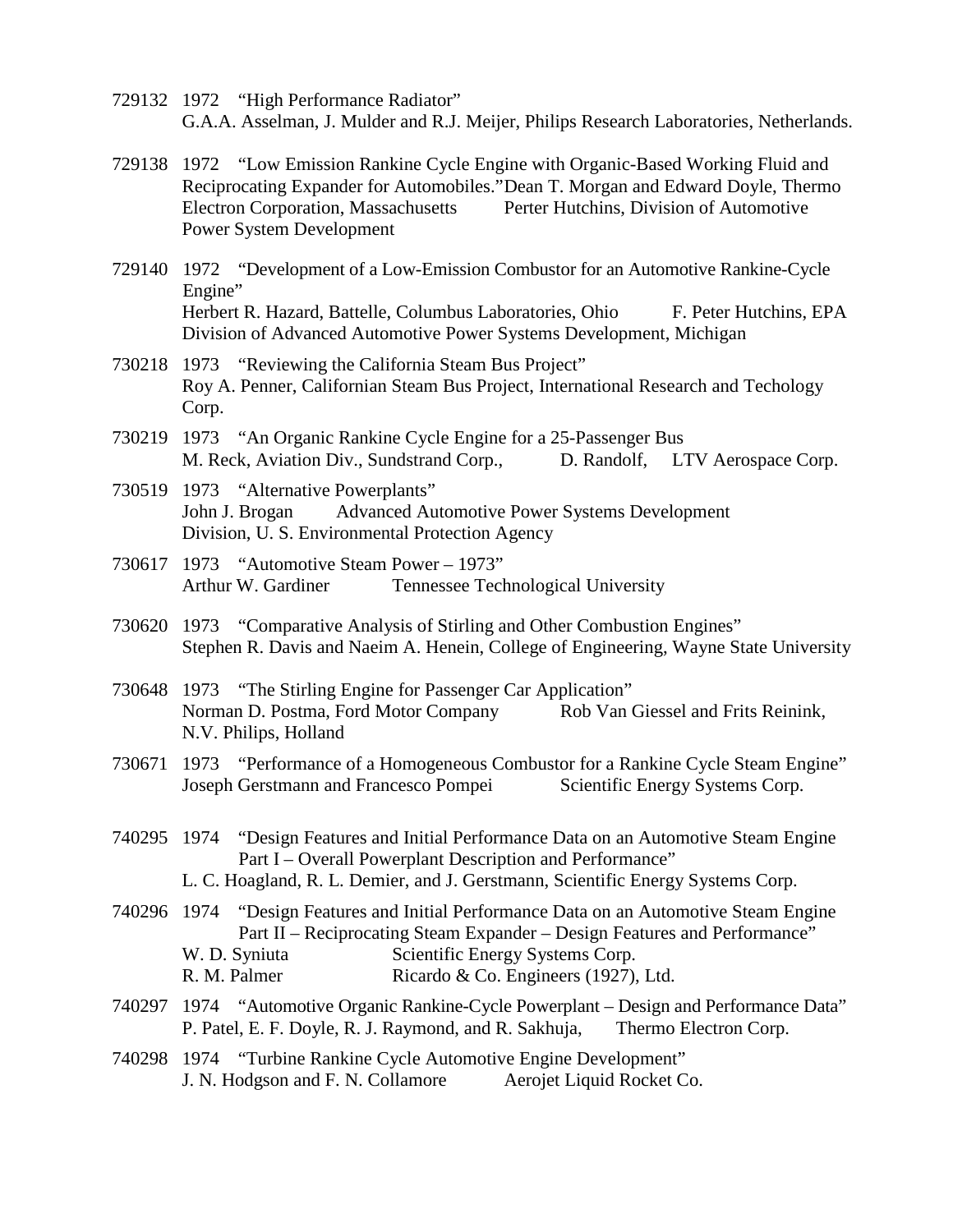729132 1972 "High Performance Radiator"
G.A.A. Asselman, J. Mulder and R.J. Meijer, Philips Research Laboratories, Netherlands.

729138 1972 "Low Emission Rankine Cycle Engine with Organic-Based Working Fluid and Reciprocating Expander for Automobiles."Dean T. Morgan and Edward Doyle, Thermo Electron Corporation, Massachusetts Perter Hutchins, Division of Automotive Power System Development

729140 1972 "Development of a Low-Emission Combustor for an Automotive Rankine-Cycle Engine"
Herbert R. Hazard, Battelle, Columbus Laboratories, Ohio F. Peter Hutchins, EPA Division of Advanced Automotive Power Systems Development, Michigan

730218 1973 "Reviewing the California Steam Bus Project"
Roy A. Penner, Californian Steam Bus Project, International Research and Techology Corp.

730219 1973 "An Organic Rankine Cycle Engine for a 25-Passenger Bus
M. Reck, Aviation Div., Sundstrand Corp., D. Randolf, LTV Aerospace Corp.

730519 1973 "Alternative Powerplants"
John J. Brogan Advanced Automotive Power Systems Development Division, U. S. Environmental Protection Agency

730617 1973 "Automotive Steam Power – 1973"
Arthur W. Gardiner Tennessee Technological University

730620 1973 "Comparative Analysis of Stirling and Other Combustion Engines"
Stephen R. Davis and Naeim A. Henein, College of Engineering, Wayne State University

730648 1973 "The Stirling Engine for Passenger Car Application"
Norman D. Postma, Ford Motor Company Rob Van Giessel and Frits Reinink, N.V. Philips, Holland

730671 1973 "Performance of a Homogeneous Combustor for a Rankine Cycle Steam Engine"
Joseph Gerstmann and Francesco Pompei Scientific Energy Systems Corp.

740295 1974 "Design Features and Initial Performance Data on an Automotive Steam Engine Part I – Overall Powerplant Description and Performance"
L. C. Hoagland, R. L. Demier, and J. Gerstmann, Scientific Energy Systems Corp.

740296 1974 "Design Features and Initial Performance Data on an Automotive Steam Engine Part II – Reciprocating Steam Expander – Design Features and Performance"
W. D. Syniuta Scientific Energy Systems Corp.
R. M. Palmer Ricardo & Co. Engineers (1927), Ltd.

740297 1974 "Automotive Organic Rankine-Cycle Powerplant – Design and Performance Data"
P. Patel, E. F. Doyle, R. J. Raymond, and R. Sakhuja, Thermo Electron Corp.

740298 1974 "Turbine Rankine Cycle Automotive Engine Development"
J. N. Hodgson and F. N. Collamore Aerojet Liquid Rocket Co.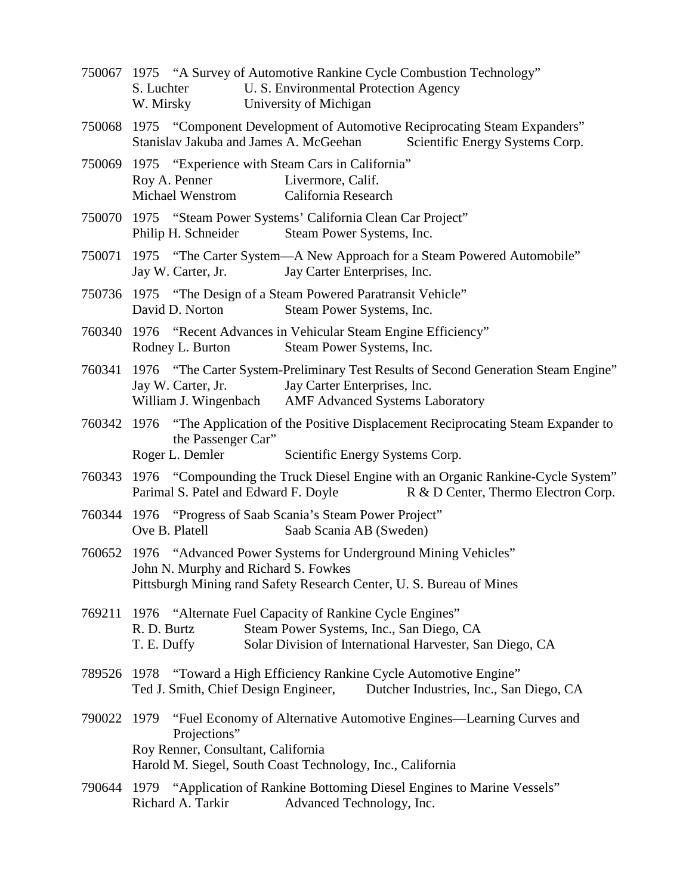750067 1975 "A Survey of Automotive Rankine Cycle Combustion Technology"
S. Luchter U. S. Environmental Protection Agency
W. Mirsky University of Michigan

750068 1975 "Component Development of Automotive Reciprocating Steam Expanders"
Stanislav Jakuba and James A. McGeehan Scientific Energy Systems Corp.

750069 1975 "Experience with Steam Cars in California"
Roy A. Penner Livermore, Calif.
Michael Wenstrom California Research

750070 1975 "Steam Power Systems' California Clean Car Project"
Philip H. Schneider Steam Power Systems, Inc.

750071 1975 "The Carter System—A New Approach for a Steam Powered Automobile"
Jay W. Carter, Jr. Jay Carter Enterprises, Inc.

750736 1975 "The Design of a Steam Powered Paratransit Vehicle"
David D. Norton Steam Power Systems, Inc.

760340 1976 "Recent Advances in Vehicular Steam Engine Efficiency"
Rodney L. Burton Steam Power Systems, Inc.

760341 1976 "The Carter System-Preliminary Test Results of Second Generation Steam Engine"
Jay W. Carter, Jr. Jay Carter Enterprises, Inc.
William J. Wingenbach AMF Advanced Systems Laboratory

760342 1976 "The Application of the Positive Displacement Reciprocating Steam Expander to the Passenger Car"
Roger L. Demler Scientific Energy Systems Corp.

760343 1976 "Compounding the Truck Diesel Engine with an Organic Rankine-Cycle System"
Parimal S. Patel and Edward F. Doyle R & D Center, Thermo Electron Corp.

760344 1976 "Progress of Saab Scania's Steam Power Project"
Ove B. Platell Saab Scania AB (Sweden)

760652 1976 "Advanced Power Systems for Underground Mining Vehicles"
John N. Murphy and Richard S. Fowkes
Pittsburgh Mining rand Safety Research Center, U. S. Bureau of Mines

769211 1976 "Alternate Fuel Capacity of Rankine Cycle Engines"
R. D. Burtz Steam Power Systems, Inc., San Diego, CA
T. E. Duffy Solar Division of International Harvester, San Diego, CA

789526 1978 "Toward a High Efficiency Rankine Cycle Automotive Engine"
Ted J. Smith, Chief Design Engineer, Dutcher Industries, Inc., San Diego, CA

790022 1979 "Fuel Economy of Alternative Automotive Engines—Learning Curves and Projections"
Roy Renner, Consultant, California
Harold M. Siegel, South Coast Technology, Inc., California

790644 1979 "Application of Rankine Bottoming Diesel Engines to Marine Vessels"
Richard A. Tarkir Advanced Technology, Inc.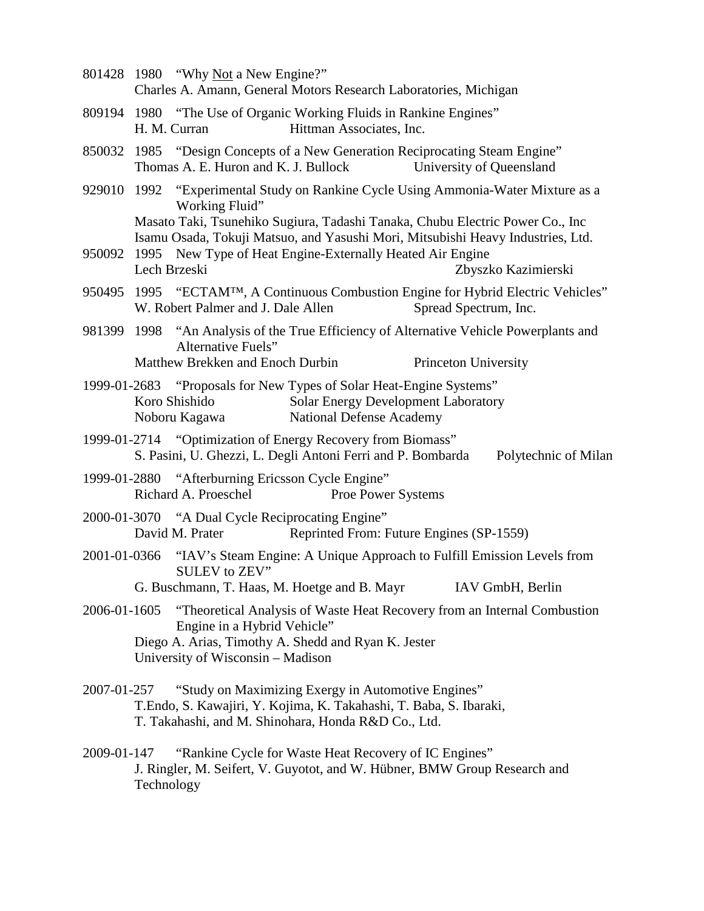801428 1980 "Why Not a New Engine?"
Charles A. Amann, General Motors Research Laboratories, Michigan

809194 1980 "The Use of Organic Working Fluids in Rankine Engines"
H. M. Curran Hittman Associates, Inc.

850032 1985 "Design Concepts of a New Generation Reciprocating Steam Engine"
Thomas A. E. Huron and K. J. Bullock University of Queensland

929010 1992 "Experimental Study on Rankine Cycle Using Ammonia-Water Mixture as a Working Fluid"
Masato Taki, Tsunehiko Sugiura, Tadashi Tanaka, Chubu Electric Power Co., Inc
Isamu Osada, Tokuji Matsuo, and Yasushi Mori, Mitsubishi Heavy Industries, Ltd.

950092 1995 New Type of Heat Engine-Externally Heated Air Engine
Lech Brzeski Zbyszko Kazimierski

950495 1995 "ECTAM™, A Continuous Combustion Engine for Hybrid Electric Vehicles"
W. Robert Palmer and J. Dale Allen Spread Spectrum, Inc.

981399 1998 "An Analysis of the True Efficiency of Alternative Vehicle Powerplants and Alternative Fuels"
Matthew Brekken and Enoch Durbin Princeton University

1999-01-2683 "Proposals for New Types of Solar Heat-Engine Systems"
Koro Shishido Solar Energy Development Laboratory
Noboru Kagawa National Defense Academy

1999-01-2714 "Optimization of Energy Recovery from Biomass"
S. Pasini, U. Ghezzi, L. Degli Antoni Ferri and P. Bombarda Polytechnic of Milan

1999-01-2880 "Afterburning Ericsson Cycle Engine"
Richard A. Proeschel Proe Power Systems

2000-01-3070 "A Dual Cycle Reciprocating Engine"
David M. Prater Reprinted From: Future Engines (SP-1559)

2001-01-0366 "IAV's Steam Engine: A Unique Approach to Fulfill Emission Levels from SULEV to ZEV"
G. Buschmann, T. Haas, M. Hoetge and B. Mayr IAV GmbH, Berlin

2006-01-1605 "Theoretical Analysis of Waste Heat Recovery from an Internal Combustion Engine in a Hybrid Vehicle"
Diego A. Arias, Timothy A. Shedd and Ryan K. Jester
University of Wisconsin – Madison

2007-01-257 "Study on Maximizing Exergy in Automotive Engines"
T.Endo, S. Kawajiri, Y. Kojima, K. Takahashi, T. Baba, S. Ibaraki, T. Takahashi, and M. Shinohara, Honda R&D Co., Ltd.

2009-01-147 "Rankine Cycle for Waste Heat Recovery of IC Engines"
J. Ringler, M. Seifert, V. Guyotot, and W. Hübner, BMW Group Research and Technology